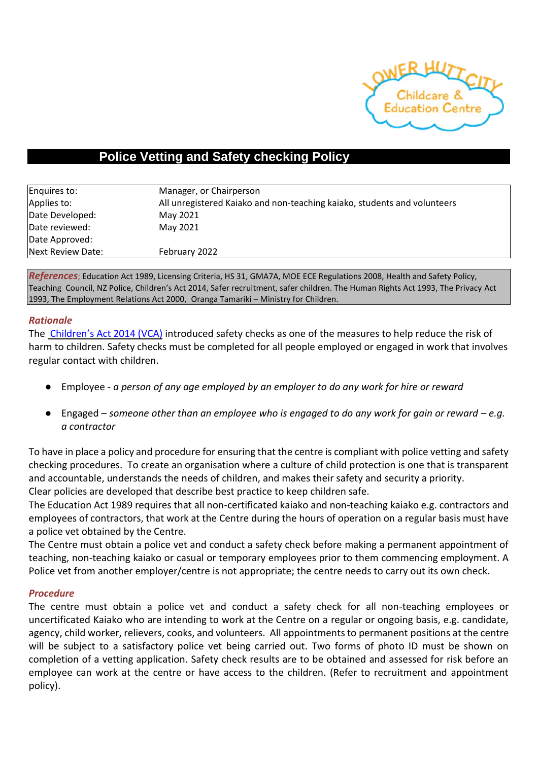# Police Vetting and Safety checking Policy

| | |
|---|---|
| Enquires to: | Manager, or Chairperson |
| Applies to: | All unregistered Kaiako and non-teaching kaiako, students and volunteers |
| Date Developed: | May 2021 |
| Date reviewed: | May 2021 |
| Date Approved: | |
| Next Review Date: | February 2022 |

***References***; Education Act 1989, Licensing Criteria, HS 31, GMA7A, MOE ECE Regulations 2008, Health and Safety Policy, Teaching Council, NZ Police, Children's Act 2014, Safer recruitment, safer children. The Human Rights Act 1993, The Privacy Act 1993, The Employment Relations Act 2000, Oranga Tamariki – Ministry for Children.

***Rationale***

The Children's Act 2014 (VCA) introduced safety checks as one of the measures to help reduce the risk of harm to children. Safety checks must be completed for all people employed or engaged in work that involves regular contact with children.

- Employee - *a person of any age employed by an employer to do any work for hire or reward*
- Engaged – *someone other than an employee who is engaged to do any work for gain or reward – e.g. a contractor*

To have in place a policy and procedure for ensuring that the centre is compliant with police vetting and safety checking procedures. To create an organisation where a culture of child protection is one that is transparent and accountable, understands the needs of children, and makes their safety and security a priority.
Clear policies are developed that describe best practice to keep children safe.
The Education Act 1989 requires that all non-certificated kaiako and non-teaching kaiako e.g. contractors and employees of contractors, that work at the Centre during the hours of operation on a regular basis must have a police vet obtained by the Centre.
The Centre must obtain a police vet and conduct a safety check before making a permanent appointment of teaching, non-teaching kaiako or casual or temporary employees prior to them commencing employment. A Police vet from another employer/centre is not appropriate; the centre needs to carry out its own check.

***Procedure***

The centre must obtain a police vet and conduct a safety check for all non-teaching employees or uncertificated Kaiako who are intending to work at the Centre on a regular or ongoing basis, e.g. candidate, agency, child worker, relievers, cooks, and volunteers. All appointments to permanent positions at the centre will be subject to a satisfactory police vet being carried out. Two forms of photo ID must be shown on completion of a vetting application. Safety check results are to be obtained and assessed for risk before an employee can work at the centre or have access to the children. (Refer to recruitment and appointment policy).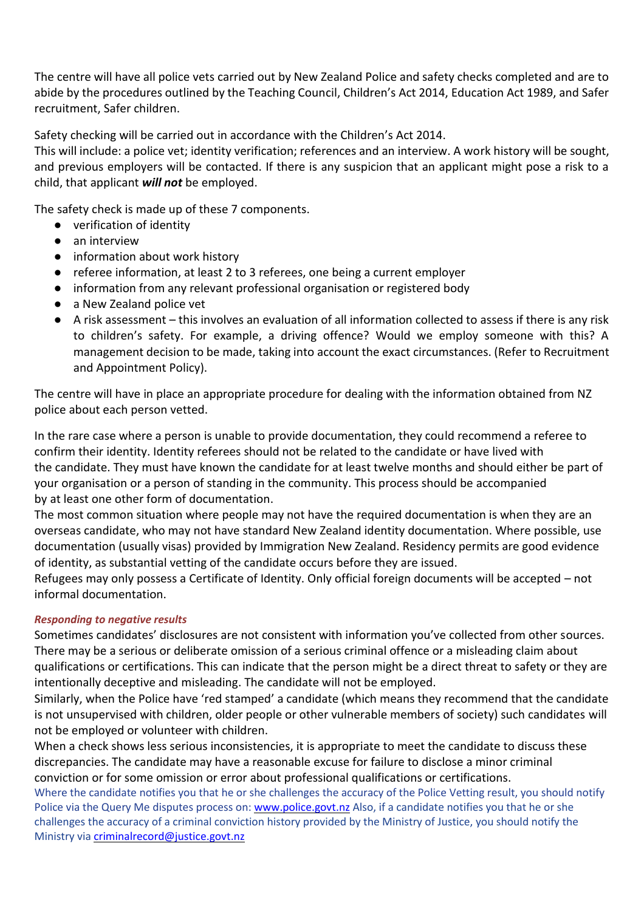The centre will have all police vets carried out by New Zealand Police and safety checks completed and are to abide by the procedures outlined by the Teaching Council, Children's Act 2014, Education Act 1989, and Safer recruitment, Safer children.

Safety checking will be carried out in accordance with the Children's Act 2014.
This will include: a police vet; identity verification; references and an interview. A work history will be sought, and previous employers will be contacted. If there is any suspicion that an applicant might pose a risk to a child, that applicant ***will not*** be employed.

The safety check is made up of these 7 components.

- verification of identity
- an interview
- information about work history
- referee information, at least 2 to 3 referees, one being a current employer
- information from any relevant professional organisation or registered body
- a New Zealand police vet
- A risk assessment – this involves an evaluation of all information collected to assess if there is any risk to children's safety. For example, a driving offence? Would we employ someone with this? A management decision to be made, taking into account the exact circumstances. (Refer to Recruitment and Appointment Policy).

The centre will have in place an appropriate procedure for dealing with the information obtained from NZ police about each person vetted.

In the rare case where a person is unable to provide documentation, they could recommend a referee to confirm their identity. Identity referees should not be related to the candidate or have lived with the candidate. They must have known the candidate for at least twelve months and should either be part of your organisation or a person of standing in the community. This process should be accompanied by at least one other form of documentation.
The most common situation where people may not have the required documentation is when they are an overseas candidate, who may not have standard New Zealand identity documentation. Where possible, use documentation (usually visas) provided by Immigration New Zealand. Residency permits are good evidence of identity, as substantial vetting of the candidate occurs before they are issued.
Refugees may only possess a Certificate of Identity. Only official foreign documents will be accepted – not informal documentation.

***Responding to negative results***

Sometimes candidates' disclosures are not consistent with information you've collected from other sources. There may be a serious or deliberate omission of a serious criminal offence or a misleading claim about qualifications or certifications. This can indicate that the person might be a direct threat to safety or they are intentionally deceptive and misleading. The candidate will not be employed.
Similarly, when the Police have 'red stamped' a candidate (which means they recommend that the candidate is not unsupervised with children, older people or other vulnerable members of society) such candidates will not be employed or volunteer with children.
When a check shows less serious inconsistencies, it is appropriate to meet the candidate to discuss these discrepancies. The candidate may have a reasonable excuse for failure to disclose a minor criminal conviction or for some omission or error about professional qualifications or certifications.
Where the candidate notifies you that he or she challenges the accuracy of the Police Vetting result, you should notify Police via the Query Me disputes process on: www.police.govt.nz Also, if a candidate notifies you that he or she challenges the accuracy of a criminal conviction history provided by the Ministry of Justice, you should notify the Ministry via criminalrecord@justice.govt.nz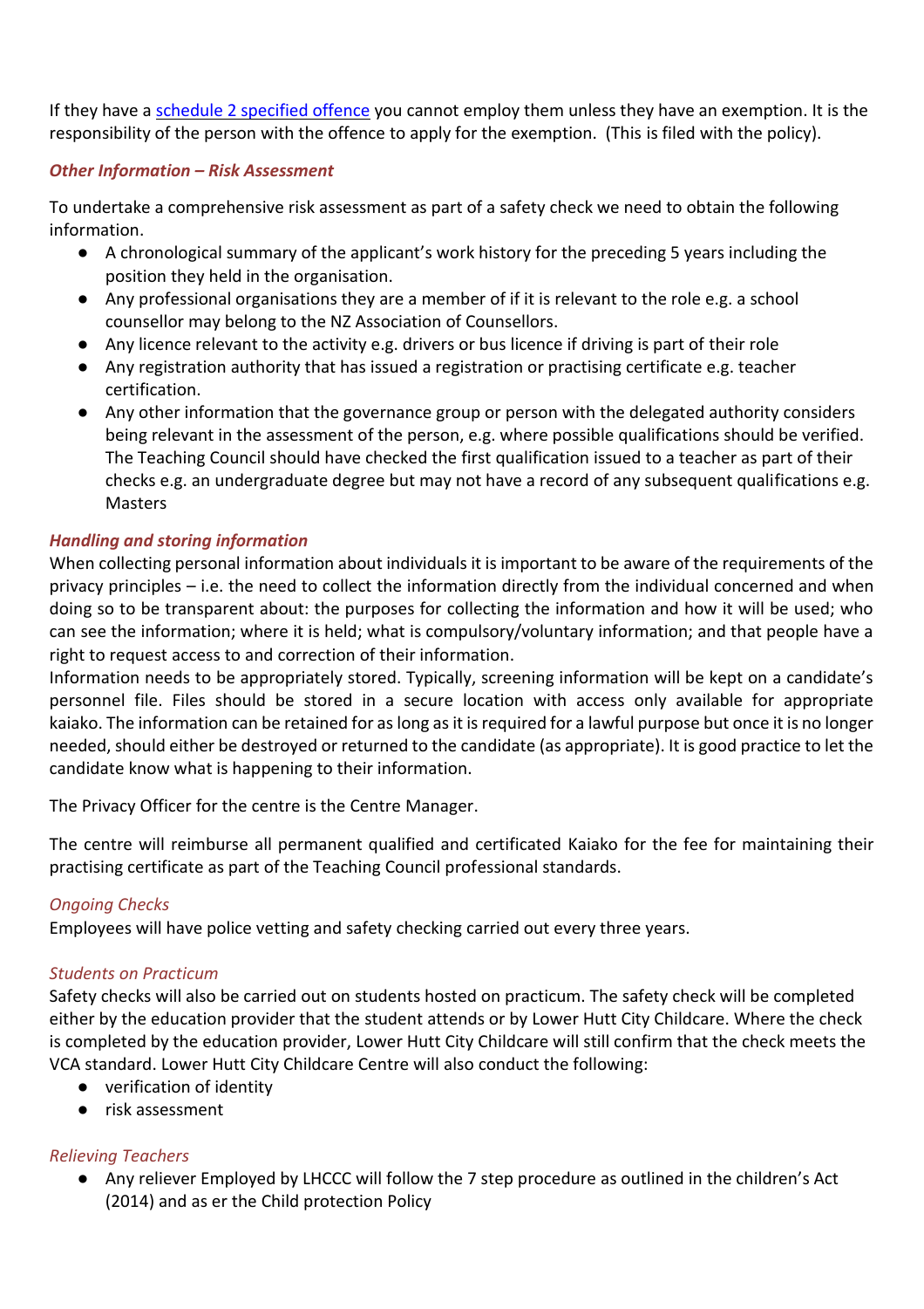If they have a [schedule 2 specified offence](#) you cannot employ them unless they have an exemption. It is the responsibility of the person with the offence to apply for the exemption. (This is filed with the policy).

***Other Information – Risk Assessment***

To undertake a comprehensive risk assessment as part of a safety check we need to obtain the following information.

- A chronological summary of the applicant's work history for the preceding 5 years including the position they held in the organisation.
- Any professional organisations they are a member of if it is relevant to the role e.g. a school counsellor may belong to the NZ Association of Counsellors.
- Any licence relevant to the activity e.g. drivers or bus licence if driving is part of their role
- Any registration authority that has issued a registration or practising certificate e.g. teacher certification.
- Any other information that the governance group or person with the delegated authority considers being relevant in the assessment of the person, e.g. where possible qualifications should be verified. The Teaching Council should have checked the first qualification issued to a teacher as part of their checks e.g. an undergraduate degree but may not have a record of any subsequent qualifications e.g. Masters

***Handling and storing information***

When collecting personal information about individuals it is important to be aware of the requirements of the privacy principles – i.e. the need to collect the information directly from the individual concerned and when doing so to be transparent about: the purposes for collecting the information and how it will be used; who can see the information; where it is held; what is compulsory/voluntary information; and that people have a right to request access to and correction of their information.

Information needs to be appropriately stored. Typically, screening information will be kept on a candidate's personnel file. Files should be stored in a secure location with access only available for appropriate kaiako. The information can be retained for as long as it is required for a lawful purpose but once it is no longer needed, should either be destroyed or returned to the candidate (as appropriate). It is good practice to let the candidate know what is happening to their information.

The Privacy Officer for the centre is the Centre Manager.

The centre will reimburse all permanent qualified and certificated Kaiako for the fee for maintaining their practising certificate as part of the Teaching Council professional standards.

*Ongoing Checks*

Employees will have police vetting and safety checking carried out every three years.

*Students on Practicum*

Safety checks will also be carried out on students hosted on practicum. The safety check will be completed either by the education provider that the student attends or by Lower Hutt City Childcare. Where the check is completed by the education provider, Lower Hutt City Childcare will still confirm that the check meets the VCA standard. Lower Hutt City Childcare Centre will also conduct the following:

- verification of identity
- risk assessment

*Relieving Teachers*

- Any reliever Employed by LHCCC will follow the 7 step procedure as outlined in the children's Act (2014) and as er the Child protection Policy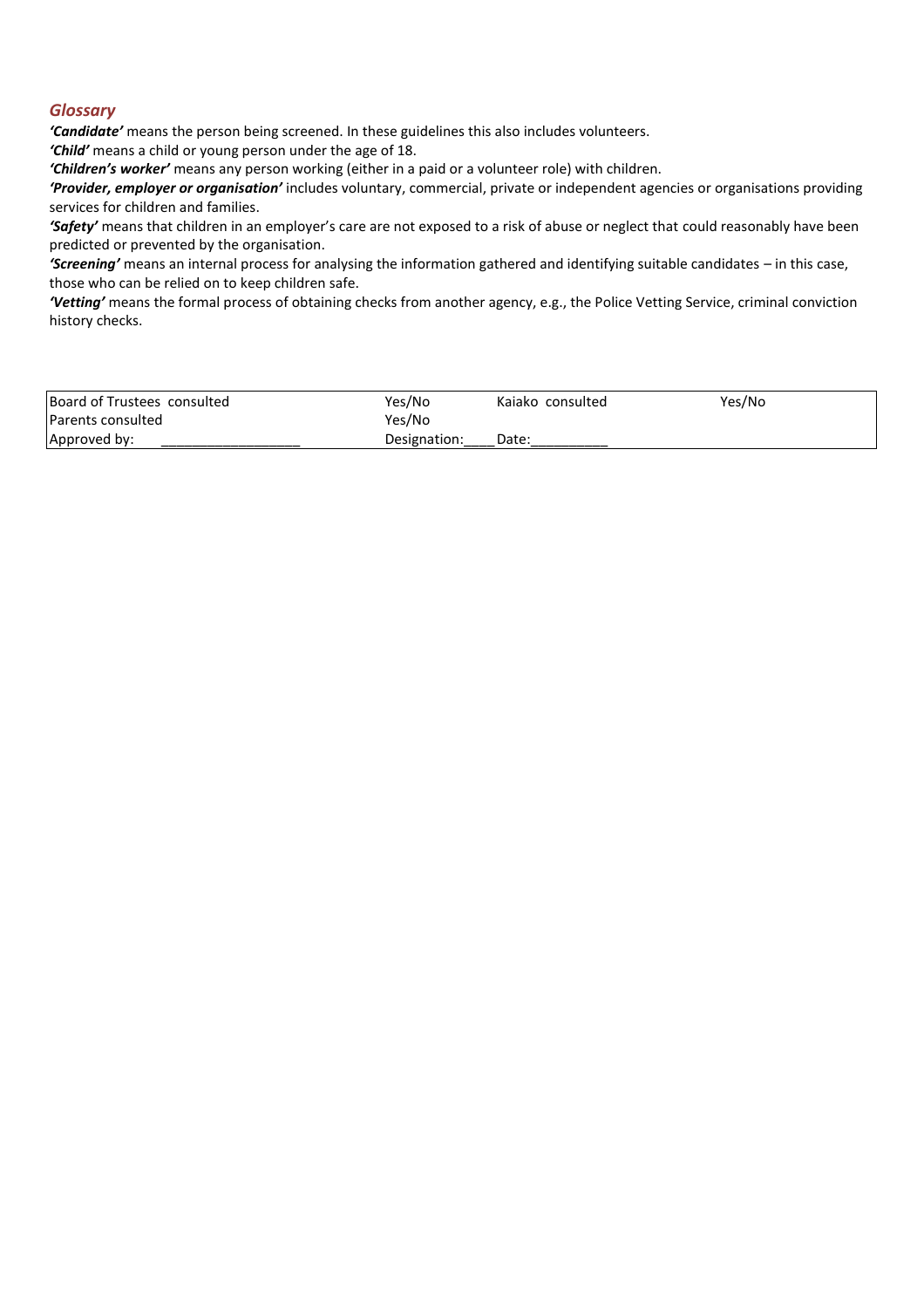## *Glossary*

***'Candidate'*** means the person being screened. In these guidelines this also includes volunteers.
***'Child'*** means a child or young person under the age of 18.
***'Children's worker'*** means any person working (either in a paid or a volunteer role) with children.
***'Provider, employer or organisation'*** includes voluntary, commercial, private or independent agencies or organisations providing services for children and families.
***'Safety'*** means that children in an employer's care are not exposed to a risk of abuse or neglect that could reasonably have been predicted or prevented by the organisation.
***'Screening'*** means an internal process for analysing the information gathered and identifying suitable candidates – in this case, those who can be relied on to keep children safe.
***'Vetting'*** means the formal process of obtaining checks from another agency, e.g., the Police Vetting Service, criminal conviction history checks.

| | | | |
|---|---|---|---|
| Board of Trustees consulted | Yes/No | Kaiako consulted | Yes/No |
| Parents consulted | Yes/No | | |
| Approved by: _________________ | Designation:____ | Date:_________ | |